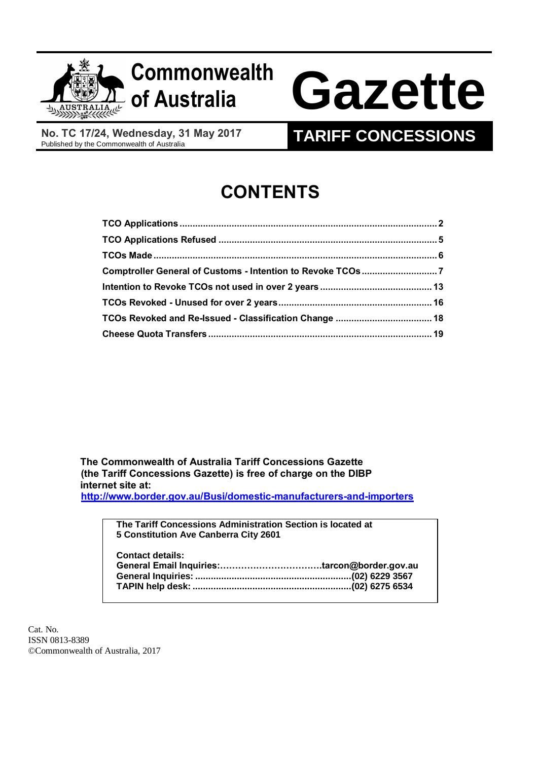# Commonwealth of Australia Gazette

**No. TC 17/24, Wednesday, 31 May 2017**
Published by the Commonwealth of Australia

## TARIFF CONCESSIONS

# CONTENTS

| | |
|---|---|
| **TCO Applications** | **2** |
| **TCO Applications Refused** | **5** |
| **TCOs Made** | **6** |
| **Comptroller General of Customs - Intention to Revoke TCOs** | **7** |
| **Intention to Revoke TCOs not used in over 2 years** | **13** |
| **TCOs Revoked - Unused for over 2 years** | **16** |
| **TCOs Revoked and Re-Issued - Classification Change** | **18** |
| **Cheese Quota Transfers** | **19** |

**The Commonwealth of Australia Tariff Concessions Gazette (the Tariff Concessions Gazette) is free of charge on the DIBP internet site at:**
**http://www.border.gov.au/Busi/domestic-manufacturers-and-importers**

**The Tariff Concessions Administration Section is located at 5 Constitution Ave Canberra City 2601**

**Contact details:**
**General Email Inquiries:……………………………tarcon@border.gov.au**
**General Inquiries: ..........................................................(02) 6229 3567**
**TAPIN help desk: ............................................................(02) 6275 6534**

Cat. No.
ISSN 0813-8389
©Commonwealth of Australia, 2017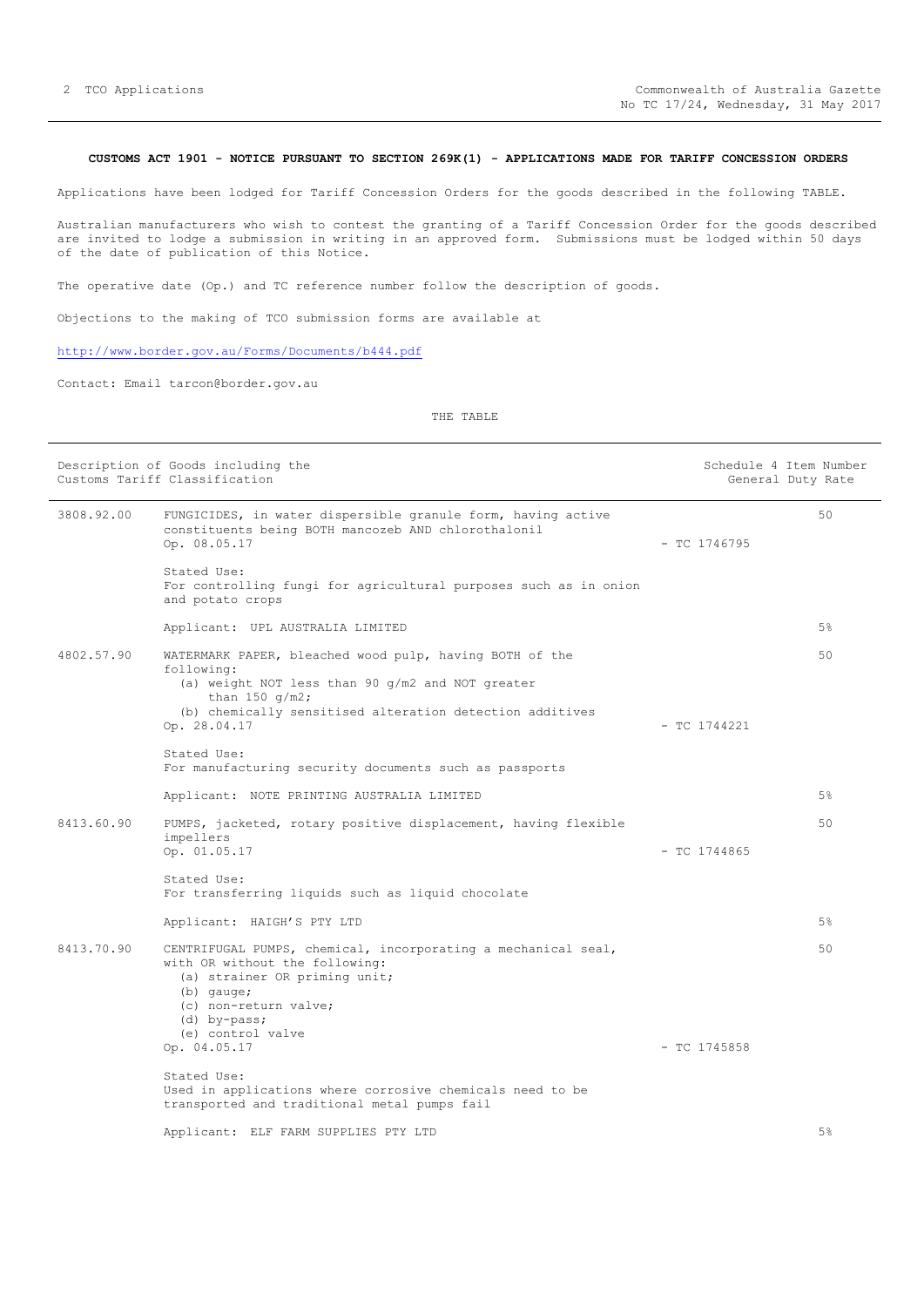**CUSTOMS ACT 1901 - NOTICE PURSUANT TO SECTION 269K(1) - APPLICATIONS MADE FOR TARIFF CONCESSION ORDERS**

Applications have been lodged for Tariff Concession Orders for the goods described in the following TABLE.

Australian manufacturers who wish to contest the granting of a Tariff Concession Order for the goods described are invited to lodge a submission in writing in an approved form. Submissions must be lodged within 50 days of the date of publication of this Notice.

The operative date (Op.) and TC reference number follow the description of goods.

Objections to the making of TCO submission forms are available at

http://www.border.gov.au/Forms/Documents/b444.pdf

Contact: Email tarcon@border.gov.au

THE TABLE

| Description of Goods including the Customs Tariff Classification | | | Schedule 4 Item Number General Duty Rate |
|---|---|---|---|
| 3808.92.00 | FUNGICIDES, in water dispersible granule form, having active constituents being BOTH mancozeb AND chlorothalonil<br>Op. 08.05.17<br><br>Stated Use:<br>For controlling fungi for agricultural purposes such as in onion and potato crops<br><br>Applicant: UPL AUSTRALIA LIMITED | - TC 1746795 | 50<br><br>5% |
| 4802.57.90 | WATERMARK PAPER, bleached wood pulp, having BOTH of the following:<br>(a) weight NOT less than 90 g/m2 and NOT greater than 150 g/m2;<br>(b) chemically sensitised alteration detection additives<br>Op. 28.04.17<br><br>Stated Use:<br>For manufacturing security documents such as passports<br><br>Applicant: NOTE PRINTING AUSTRALIA LIMITED | - TC 1744221 | 50<br><br>5% |
| 8413.60.90 | PUMPS, jacketed, rotary positive displacement, having flexible impellers<br>Op. 01.05.17<br><br>Stated Use:<br>For transferring liquids such as liquid chocolate<br><br>Applicant: HAIGH'S PTY LTD | - TC 1744865 | 50<br><br>5% |
| 8413.70.90 | CENTRIFUGAL PUMPS, chemical, incorporating a mechanical seal, with OR without the following:<br>(a) strainer OR priming unit;<br>(b) gauge;<br>(c) non-return valve;<br>(d) by-pass;<br>(e) control valve<br>Op. 04.05.17<br><br>Stated Use:<br>Used in applications where corrosive chemicals need to be transported and traditional metal pumps fail<br><br>Applicant: ELF FARM SUPPLIES PTY LTD | - TC 1745858 | 50<br><br>5% |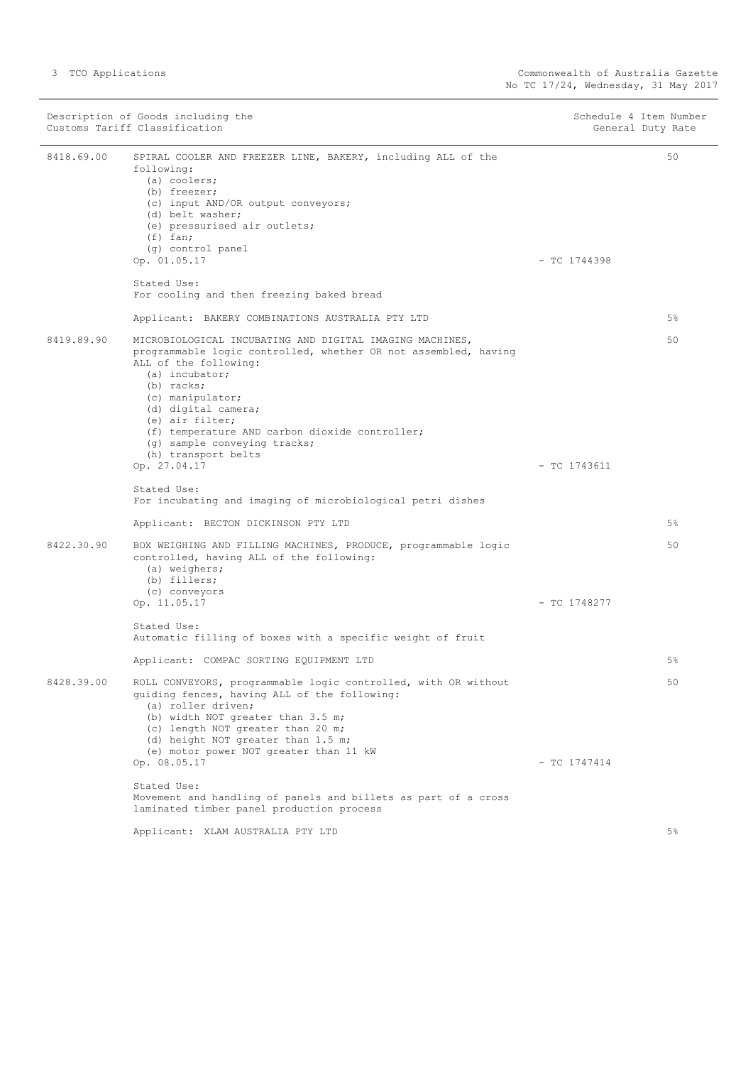| Customs Tariff Classification | Description of Goods including the | Schedule 4 Item Number | General Duty Rate |
|---|---|---|---|
| 8418.69.00 | SPIRAL COOLER AND FREEZER LINE, BAKERY, including ALL of the following:<br>(a) coolers;<br>(b) freezer;<br>(c) input AND/OR output conveyors;<br>(d) belt washer;<br>(e) pressurised air outlets;<br>(f) fan;<br>(g) control panel<br>Op. 01.05.17<br><br>Stated Use:<br>For cooling and then freezing baked bread<br><br>Applicant: BAKERY COMBINATIONS AUSTRALIA PTY LTD | - TC 1744398 | 50<br><br>5% |
| 8419.89.90 | MICROBIOLOGICAL INCUBATING AND DIGITAL IMAGING MACHINES, programmable logic controlled, whether OR not assembled, having ALL of the following:<br>(a) incubator;<br>(b) racks;<br>(c) manipulator;<br>(d) digital camera;<br>(e) air filter;<br>(f) temperature AND carbon dioxide controller;<br>(g) sample conveying tracks;<br>(h) transport belts<br>Op. 27.04.17<br><br>Stated Use:<br>For incubating and imaging of microbiological petri dishes<br><br>Applicant: BECTON DICKINSON PTY LTD | - TC 1743611 | 50<br><br>5% |
| 8422.30.90 | BOX WEIGHING AND FILLING MACHINES, PRODUCE, programmable logic controlled, having ALL of the following:<br>(a) weighers;<br>(b) fillers;<br>(c) conveyors<br>Op. 11.05.17<br><br>Stated Use:<br>Automatic filling of boxes with a specific weight of fruit<br><br>Applicant: COMPAC SORTING EQUIPMENT LTD | - TC 1748277 | 50<br><br>5% |
| 8428.39.00 | ROLL CONVEYORS, programmable logic controlled, with OR without guiding fences, having ALL of the following:<br>(a) roller driven;<br>(b) width NOT greater than 3.5 m;<br>(c) length NOT greater than 20 m;<br>(d) height NOT greater than 1.5 m;<br>(e) motor power NOT greater than 11 kW<br>Op. 08.05.17<br><br>Stated Use:<br>Movement and handling of panels and billets as part of a cross laminated timber panel production process<br><br>Applicant: XLAM AUSTRALIA PTY LTD | - TC 1747414 | 50<br><br>5% |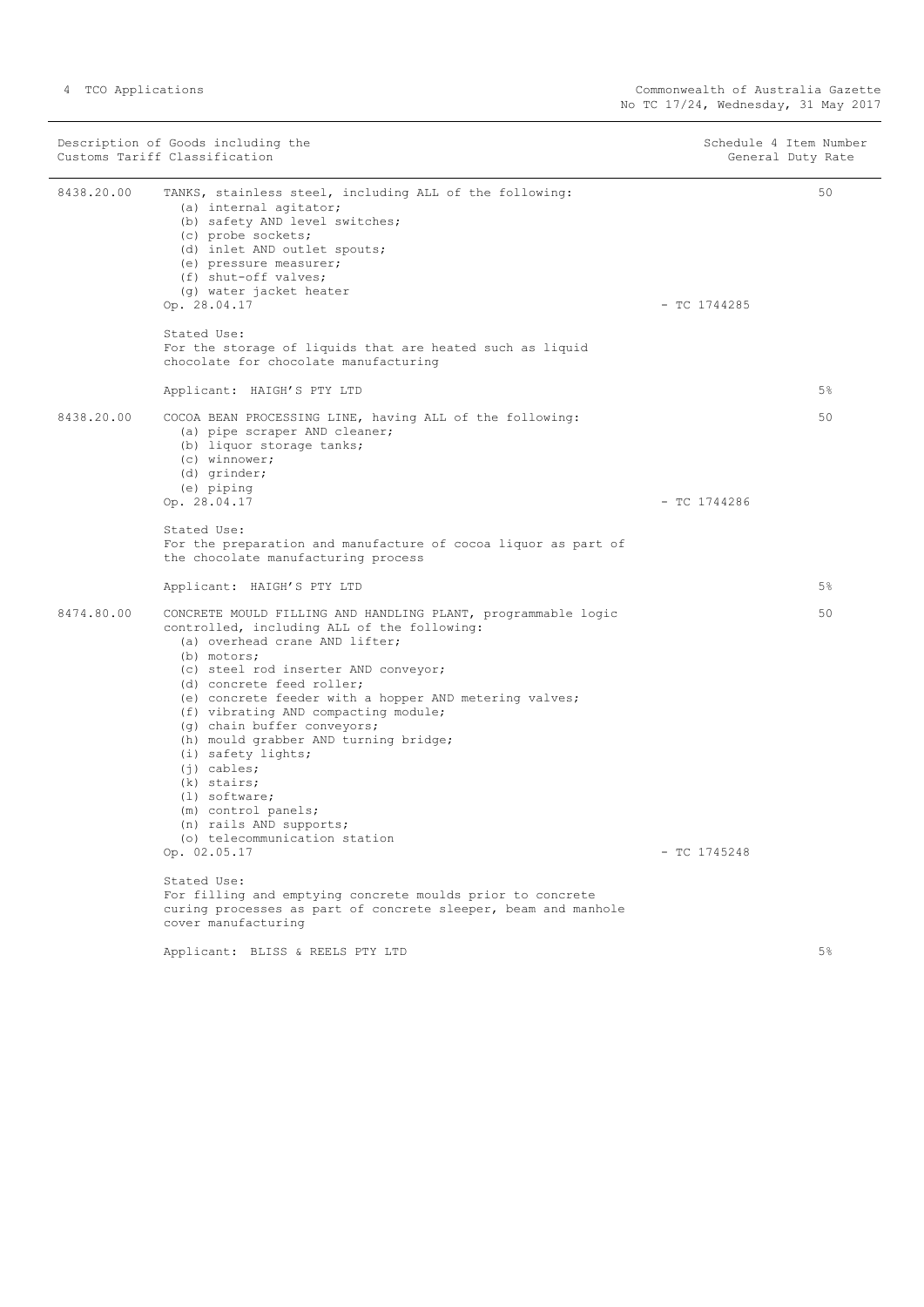| Description of Goods including the Customs Tariff Classification | | Schedule 4 Item Number General Duty Rate |
|---|---|---|
| 8438.20.00 | TANKS, stainless steel, including ALL of the following:<br>(a) internal agitator;<br>(b) safety AND level switches;<br>(c) probe sockets;<br>(d) inlet AND outlet spouts;<br>(e) pressure measurer;<br>(f) shut-off valves;<br>(g) water jacket heater<br>Op. 28.04.17 - TC 1744285<br><br>Stated Use:<br>For the storage of liquids that are heated such as liquid chocolate for chocolate manufacturing<br><br>Applicant: HAIGH'S PTY LTD | 50<br><br>5% |
| 8438.20.00 | COCOA BEAN PROCESSING LINE, having ALL of the following:<br>(a) pipe scraper AND cleaner;<br>(b) liquor storage tanks;<br>(c) winnower;<br>(d) grinder;<br>(e) piping<br>Op. 28.04.17 - TC 1744286<br><br>Stated Use:<br>For the preparation and manufacture of cocoa liquor as part of the chocolate manufacturing process<br><br>Applicant: HAIGH'S PTY LTD | 50<br><br>5% |
| 8474.80.00 | CONCRETE MOULD FILLING AND HANDLING PLANT, programmable logic controlled, including ALL of the following:<br>(a) overhead crane AND lifter;<br>(b) motors;<br>(c) steel rod inserter AND conveyor;<br>(d) concrete feed roller;<br>(e) concrete feeder with a hopper AND metering valves;<br>(f) vibrating AND compacting module;<br>(g) chain buffer conveyors;<br>(h) mould grabber AND turning bridge;<br>(i) safety lights;<br>(j) cables;<br>(k) stairs;<br>(l) software;<br>(m) control panels;<br>(n) rails AND supports;<br>(o) telecommunication station<br>Op. 02.05.17 - TC 1745248<br><br>Stated Use:<br>For filling and emptying concrete moulds prior to concrete curing processes as part of concrete sleeper, beam and manhole cover manufacturing<br><br>Applicant: BLISS & REELS PTY LTD | 50<br><br>5% |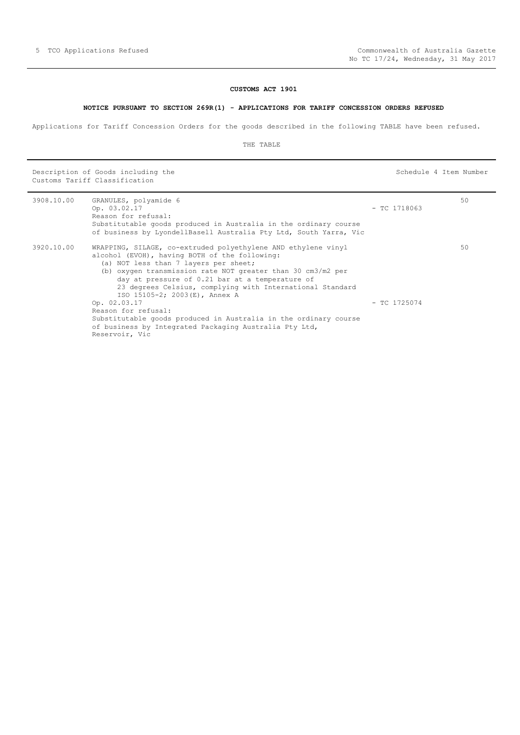## CUSTOMS ACT 1901

### NOTICE PURSUANT TO SECTION 269R(1) - APPLICATIONS FOR TARIFF CONCESSION ORDERS REFUSED

Applications for Tariff Concession Orders for the goods described in the following TABLE have been refused.

THE TABLE

| Description of Goods including the Customs Tariff Classification | | | Schedule 4 Item Number |
|---|---|---|---|
| 3908.10.00 | GRANULES, polyamide 6<br>Op. 03.02.17<br>Reason for refusal:<br>Substitutable goods produced in Australia in the ordinary course of business by LyondellBasell Australia Pty Ltd, South Yarra, Vic | - TC 1718063 | 50 |
| 3920.10.00 | WRAPPING, SILAGE, co-extruded polyethylene AND ethylene vinyl alcohol (EVOH), having BOTH of the following:<br>(a) NOT less than 7 layers per sheet;<br>(b) oxygen transmission rate NOT greater than 30 cm3/m2 per day at pressure of 0.21 bar at a temperature of 23 degrees Celsius, complying with International Standard ISO 15105-2; 2003(E), Annex A<br>Op. 02.03.17<br>Reason for refusal:<br>Substitutable goods produced in Australia in the ordinary course of business by Integrated Packaging Australia Pty Ltd, Reservoir, Vic | - TC 1725074 | 50 |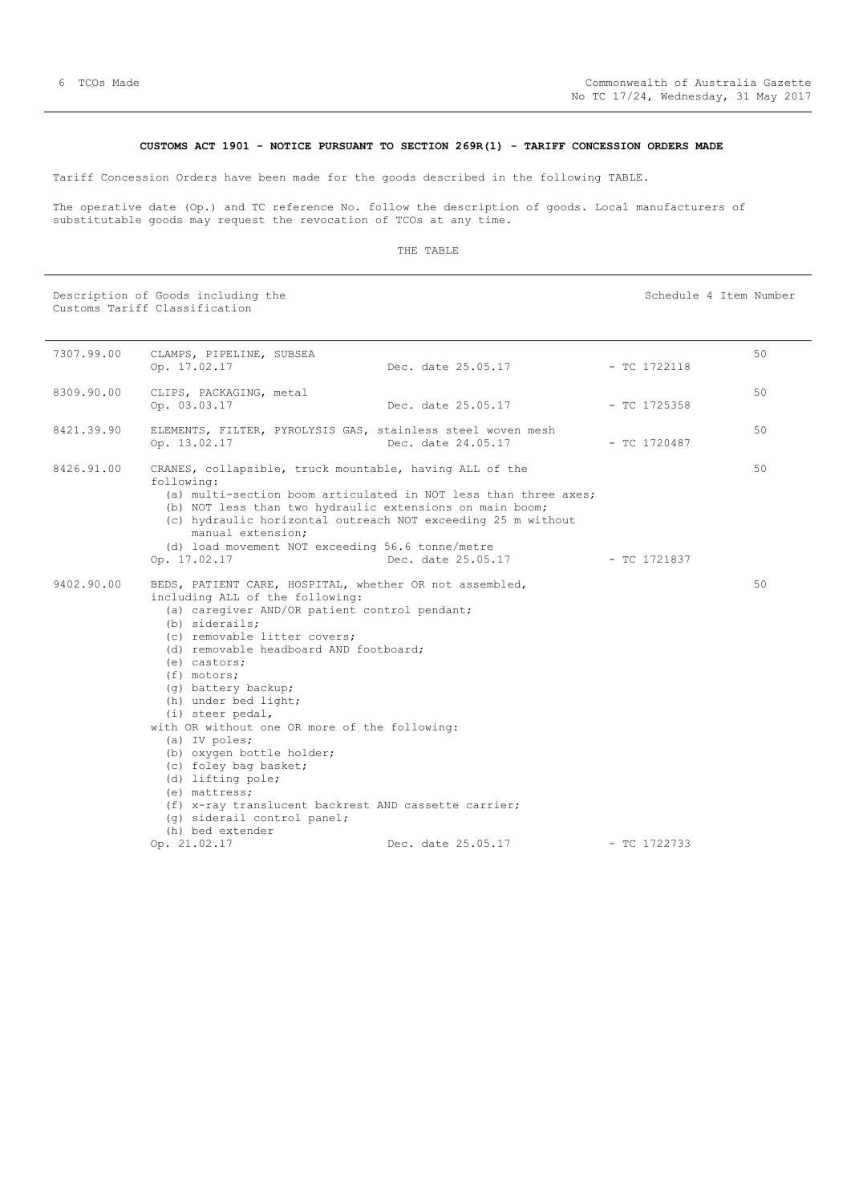**CUSTOMS ACT 1901 - NOTICE PURSUANT TO SECTION 269R(1) - TARIFF CONCESSION ORDERS MADE**

Tariff Concession Orders have been made for the goods described in the following TABLE.

The operative date (Op.) and TC reference No. follow the description of goods. Local manufacturers of substitutable goods may request the revocation of TCOs at any time.

THE TABLE

| Description of Goods including the Customs Tariff Classification | | | | Schedule 4 Item Number |
|---|---|---|---|---|
| 7307.99.00 | CLAMPS, PIPELINE, SUBSEA<br>Op. 17.02.17 | Dec. date 25.05.17 | - TC 1722118 | 50 |
| 8309.90.00 | CLIPS, PACKAGING, metal<br>Op. 03.03.17 | Dec. date 25.05.17 | - TC 1725358 | 50 |
| 8421.39.90 | ELEMENTS, FILTER, PYROLYSIS GAS, stainless steel woven mesh<br>Op. 13.02.17 | Dec. date 24.05.17 | - TC 1720487 | 50 |
| 8426.91.00 | CRANES, collapsible, truck mountable, having ALL of the following:<br>(a) multi-section boom articulated in NOT less than three axes;<br>(b) NOT less than two hydraulic extensions on main boom;<br>(c) hydraulic horizontal outreach NOT exceeding 25 m without manual extension;<br>(d) load movement NOT exceeding 56.6 tonne/metre<br>Op. 17.02.17 | Dec. date 25.05.17 | - TC 1721837 | 50 |
| 9402.90.00 | BEDS, PATIENT CARE, HOSPITAL, whether OR not assembled, including ALL of the following:<br>(a) caregiver AND/OR patient control pendant;<br>(b) siderails;<br>(c) removable litter covers;<br>(d) removable headboard AND footboard;<br>(e) castors;<br>(f) motors;<br>(g) battery backup;<br>(h) under bed light;<br>(i) steer pedal,<br>with OR without one OR more of the following:<br>(a) IV poles;<br>(b) oxygen bottle holder;<br>(c) foley bag basket;<br>(d) lifting pole;<br>(e) mattress;<br>(f) x-ray translucent backrest AND cassette carrier;<br>(g) siderail control panel;<br>(h) bed extender<br>Op. 21.02.17 | Dec. date 25.05.17 | - TC 1722733 | 50 |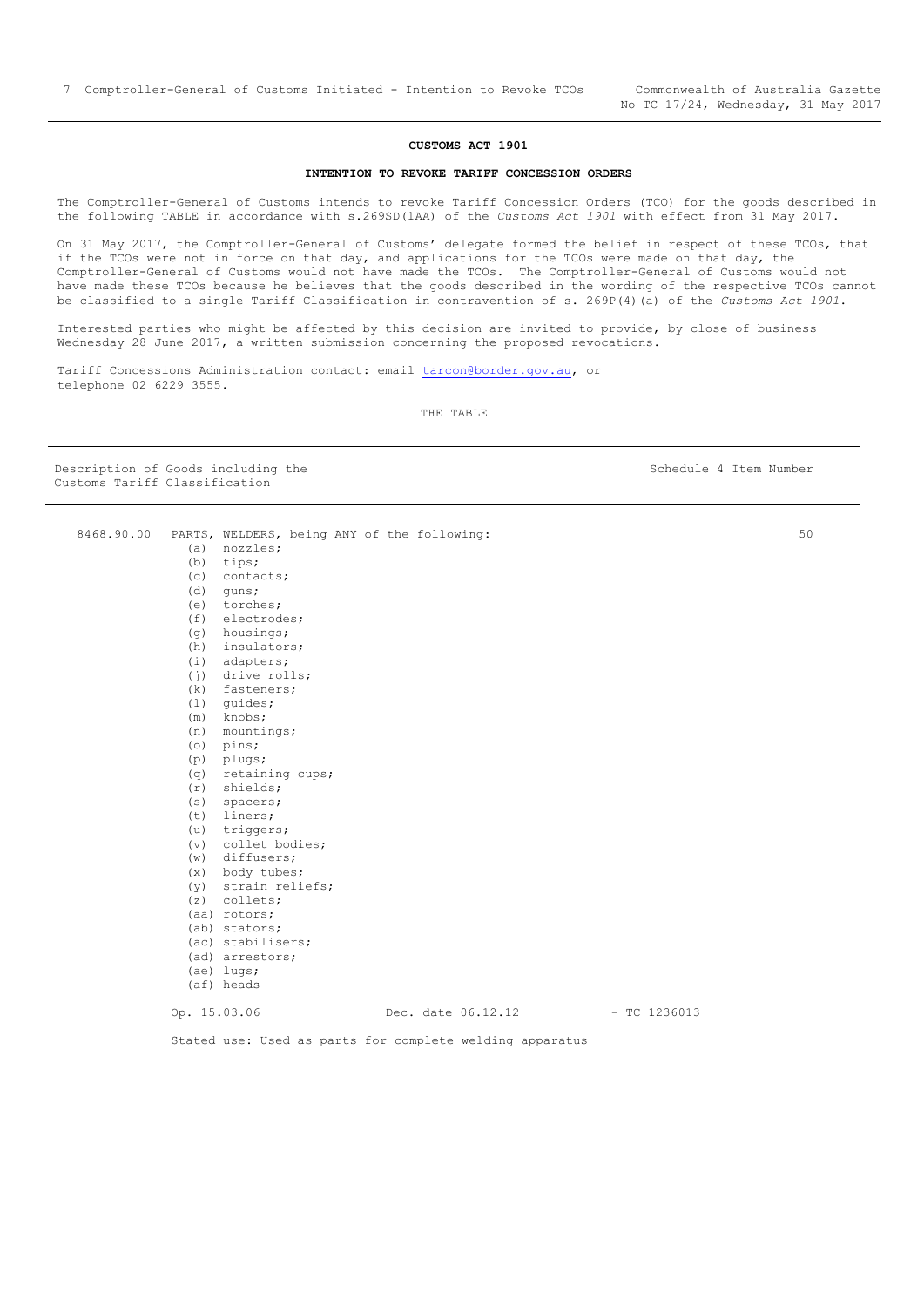## CUSTOMS ACT 1901

### INTENTION TO REVOKE TARIFF CONCESSION ORDERS

The Comptroller-General of Customs intends to revoke Tariff Concession Orders (TCO) for the goods described in the following TABLE in accordance with s.269SD(1AA) of the *Customs Act 1901* with effect from 31 May 2017.

On 31 May 2017, the Comptroller-General of Customs' delegate formed the belief in respect of these TCOs, that if the TCOs were not in force on that day, and applications for the TCOs were made on that day, the Comptroller-General of Customs would not have made the TCOs. The Comptroller-General of Customs would not have made these TCOs because he believes that the goods described in the wording of the respective TCOs cannot be classified to a single Tariff Classification in contravention of s. 269P(4)(a) of the *Customs Act 1901*.

Interested parties who might be affected by this decision are invited to provide, by close of business Wednesday 28 June 2017, a written submission concerning the proposed revocations.

Tariff Concessions Administration contact: email tarcon@border.gov.au, or telephone 02 6229 3555.

THE TABLE

| Description of Goods including the Customs Tariff Classification | | Schedule 4 Item Number |
|---|---|---|
| 8468.90.00 | PARTS, WELDERS, being ANY of the following:<br>(a) nozzles;<br>(b) tips;<br>(c) contacts;<br>(d) guns;<br>(e) torches;<br>(f) electrodes;<br>(g) housings;<br>(h) insulators;<br>(i) adapters;<br>(j) drive rolls;<br>(k) fasteners;<br>(l) guides;<br>(m) knobs;<br>(n) mountings;<br>(o) pins;<br>(p) plugs;<br>(q) retaining cups;<br>(r) shields;<br>(s) spacers;<br>(t) liners;<br>(u) triggers;<br>(v) collet bodies;<br>(w) diffusers;<br>(x) body tubes;<br>(y) strain reliefs;<br>(z) collets;<br>(aa) rotors;<br>(ab) stators;<br>(ac) stabilisers;<br>(ad) arrestors;<br>(ae) lugs;<br>(af) heads<br><br>Op. 15.03.06 &nbsp;&nbsp; Dec. date 06.12.12 &nbsp;&nbsp; - TC 1236013<br><br>Stated use: Used as parts for complete welding apparatus | 50 |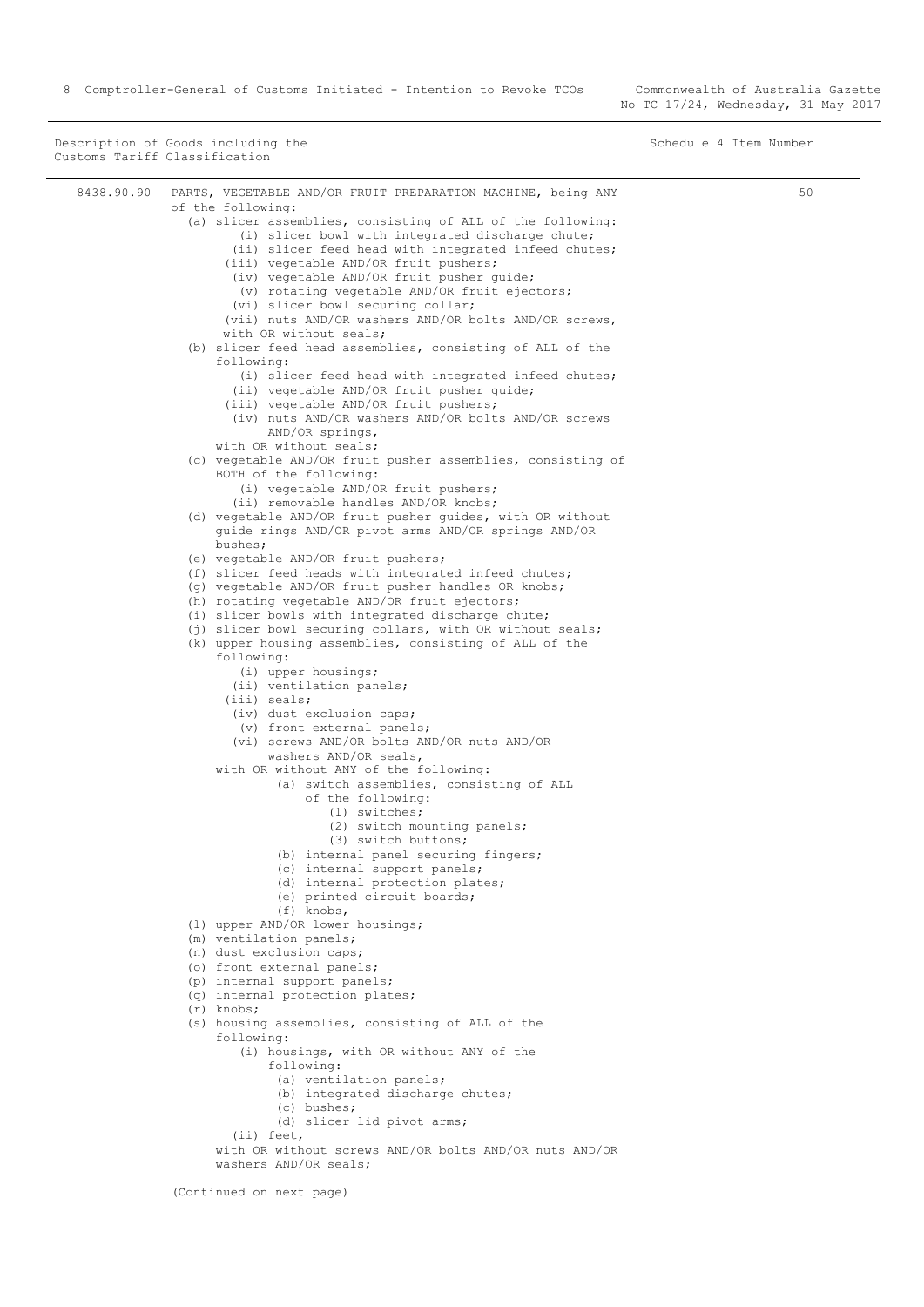| Description of Goods including the Customs Tariff Classification | | Schedule 4 Item Number |
|---|---|---|
| 8438.90.90 | PARTS, VEGETABLE AND/OR FRUIT PREPARATION MACHINE, being ANY of the following: | 50 |

(a) slicer assemblies, consisting of ALL of the following:
- (i) slicer bowl with integrated discharge chute;
- (ii) slicer feed head with integrated infeed chutes;
- (iii) vegetable AND/OR fruit pushers;
- (iv) vegetable AND/OR fruit pusher guide;
- (v) rotating vegetable AND/OR fruit ejectors;
- (vi) slicer bowl securing collar;
- (vii) nuts AND/OR washers AND/OR bolts AND/OR screws,

with OR without seals;

(b) slicer feed head assemblies, consisting of ALL of the following:
- (i) slicer feed head with integrated infeed chutes;
- (ii) vegetable AND/OR fruit pusher guide;
- (iii) vegetable AND/OR fruit pushers;
- (iv) nuts AND/OR washers AND/OR bolts AND/OR screws AND/OR springs,

with OR without seals;

(c) vegetable AND/OR fruit pusher assemblies, consisting of BOTH of the following:
- (i) vegetable AND/OR fruit pushers;
- (ii) removable handles AND/OR knobs;

(d) vegetable AND/OR fruit pusher guides, with OR without guide rings AND/OR pivot arms AND/OR springs AND/OR bushes;

(e) vegetable AND/OR fruit pushers;

(f) slicer feed heads with integrated infeed chutes;

(g) vegetable AND/OR fruit pusher handles OR knobs;

(h) rotating vegetable AND/OR fruit ejectors;

(i) slicer bowls with integrated discharge chute;

(j) slicer bowl securing collars, with OR without seals;

(k) upper housing assemblies, consisting of ALL of the following:
- (i) upper housings;
- (ii) ventilation panels;
- (iii) seals;
- (iv) dust exclusion caps;
- (v) front external panels;
- (vi) screws AND/OR bolts AND/OR nuts AND/OR washers AND/OR seals,

with OR without ANY of the following:
- (a) switch assemblies, consisting of ALL of the following:
  - (1) switches;
  - (2) switch mounting panels;
  - (3) switch buttons;
- (b) internal panel securing fingers;
- (c) internal support panels;
- (d) internal protection plates;
- (e) printed circuit boards;
- (f) knobs,

(l) upper AND/OR lower housings;

(m) ventilation panels;

(n) dust exclusion caps;

(o) front external panels;

(p) internal support panels;

(q) internal protection plates;

(r) knobs;

(s) housing assemblies, consisting of ALL of the following:
- (i) housings, with OR without ANY of the following:
  - (a) ventilation panels;
  - (b) integrated discharge chutes;
  - (c) bushes;
  - (d) slicer lid pivot arms;
- (ii) feet,

with OR without screws AND/OR bolts AND/OR nuts AND/OR washers AND/OR seals;

(Continued on next page)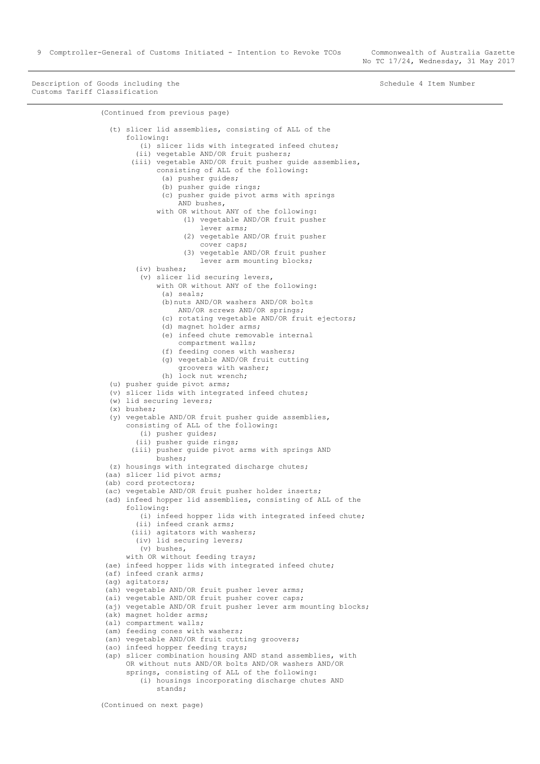Description of Goods including the Customs Tariff Classification | Schedule 4 Item Number

(Continued from previous page)

- (t) slicer lid assemblies, consisting of ALL of the following:
  - (i) slicer lids with integrated infeed chutes;
  - (ii) vegetable AND/OR fruit pushers;
  - (iii) vegetable AND/OR fruit pusher guide assemblies, consisting of ALL of the following:
    - (a) pusher guides;
    - (b) pusher guide rings;
    - (c) pusher guide pivot arms with springs AND bushes,

    with OR without ANY of the following:
    - (1) vegetable AND/OR fruit pusher lever arms;
    - (2) vegetable AND/OR fruit pusher cover caps;
    - (3) vegetable AND/OR fruit pusher lever arm mounting blocks;
  - (iv) bushes;
  - (v) slicer lid securing levers,

    with OR without ANY of the following:
    - (a) seals;
    - (b) nuts AND/OR washers AND/OR bolts AND/OR screws AND/OR springs;
    - (c) rotating vegetable AND/OR fruit ejectors;
    - (d) magnet holder arms;
    - (e) infeed chute removable internal compartment walls;
    - (f) feeding cones with washers;
    - (g) vegetable AND/OR fruit cutting groovers with washer;
    - (h) lock nut wrench;
- (u) pusher guide pivot arms;
- (v) slicer lids with integrated infeed chutes;
- (w) lid securing levers;
- (x) bushes;
- (y) vegetable AND/OR fruit pusher guide assemblies, consisting of ALL of the following:
  - (i) pusher guides;
  - (ii) pusher guide rings;
  - (iii) pusher guide pivot arms with springs AND bushes;
- (z) housings with integrated discharge chutes;
- (aa) slicer lid pivot arms;
- (ab) cord protectors;
- (ac) vegetable AND/OR fruit pusher holder inserts;
- (ad) infeed hopper lid assemblies, consisting of ALL of the following:
  - (i) infeed hopper lids with integrated infeed chute;
  - (ii) infeed crank arms;
  - (iii) agitators with washers;
  - (iv) lid securing levers;
  - (v) bushes,

  with OR without feeding trays;
- (ae) infeed hopper lids with integrated infeed chute;
- (af) infeed crank arms;
- (ag) agitators;
- (ah) vegetable AND/OR fruit pusher lever arms;
- (ai) vegetable AND/OR fruit pusher cover caps;
- (aj) vegetable AND/OR fruit pusher lever arm mounting blocks;
- (ak) magnet holder arms;
- (al) compartment walls;
- (am) feeding cones with washers;
- (an) vegetable AND/OR fruit cutting groovers;
- (ao) infeed hopper feeding trays;
- (ap) slicer combination housing AND stand assemblies, with OR without nuts AND/OR bolts AND/OR washers AND/OR springs, consisting of ALL of the following:
  - (i) housings incorporating discharge chutes AND stands;

(Continued on next page)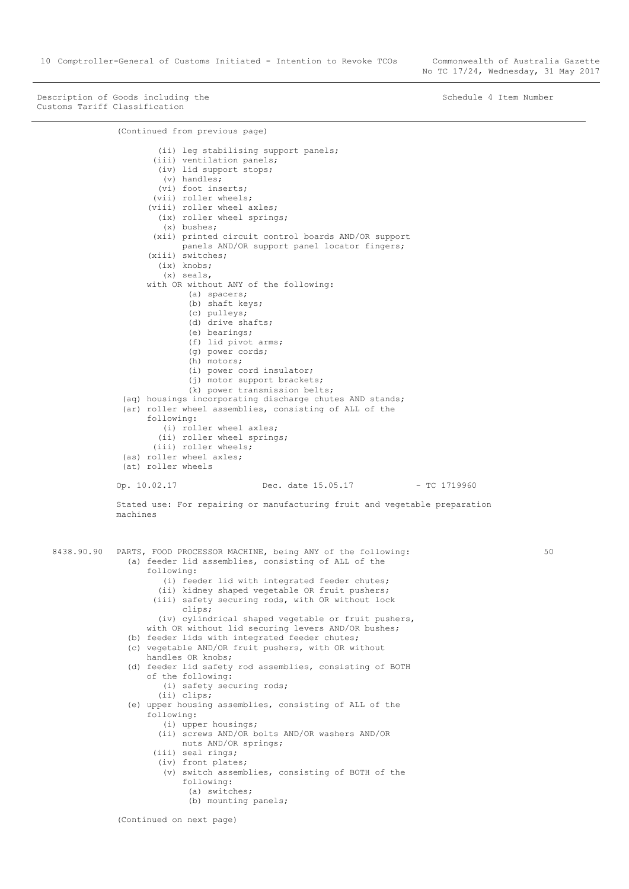Description of Goods including the Customs Tariff Classification | Schedule 4 Item Number

(Continued from previous page)

- (ii) leg stabilising support panels;
- (iii) ventilation panels;
- (iv) lid support stops;
- (v) handles;
- (vi) foot inserts;
- (vii) roller wheels;
- (viii) roller wheel axles;
- (ix) roller wheel springs;
- (x) bushes;
- (xii) printed circuit control boards AND/OR support panels AND/OR support panel locator fingers;
- (xiii) switches;
- (ix) knobs;
- (x) seals,

with OR without ANY of the following:

- (a) spacers;
- (b) shaft keys;
- (c) pulleys;
- (d) drive shafts;
- (e) bearings;
- (f) lid pivot arms;
- (g) power cords;
- (h) motors;
- (i) power cord insulator;
- (j) motor support brackets;
- (k) power transmission belts;

(aq) housings incorporating discharge chutes AND stands;

(ar) roller wheel assemblies, consisting of ALL of the following:

- (i) roller wheel axles;
- (ii) roller wheel springs;
- (iii) roller wheels;

(as) roller wheel axles;

(at) roller wheels

Op. 10.02.17 Dec. date 15.05.17 - TC 1719960

Stated use: For repairing or manufacturing fruit and vegetable preparation machines

8438.90.90 PARTS, FOOD PROCESSOR MACHINE, being ANY of the following: 50

(a) feeder lid assemblies, consisting of ALL of the following:

- (i) feeder lid with integrated feeder chutes;
- (ii) kidney shaped vegetable OR fruit pushers;
- (iii) safety securing rods, with OR without lock clips;
- (iv) cylindrical shaped vegetable or fruit pushers,

with OR without lid securing levers AND/OR bushes;

(b) feeder lids with integrated feeder chutes;

(c) vegetable AND/OR fruit pushers, with OR without handles OR knobs;

(d) feeder lid safety rod assemblies, consisting of BOTH of the following:

- (i) safety securing rods;
- (ii) clips;

(e) upper housing assemblies, consisting of ALL of the following:

- (i) upper housings;
- (ii) screws AND/OR bolts AND/OR washers AND/OR nuts AND/OR springs;
- (iii) seal rings;
- (iv) front plates;
- (v) switch assemblies, consisting of BOTH of the following:
  - (a) switches;
  - (b) mounting panels;

(Continued on next page)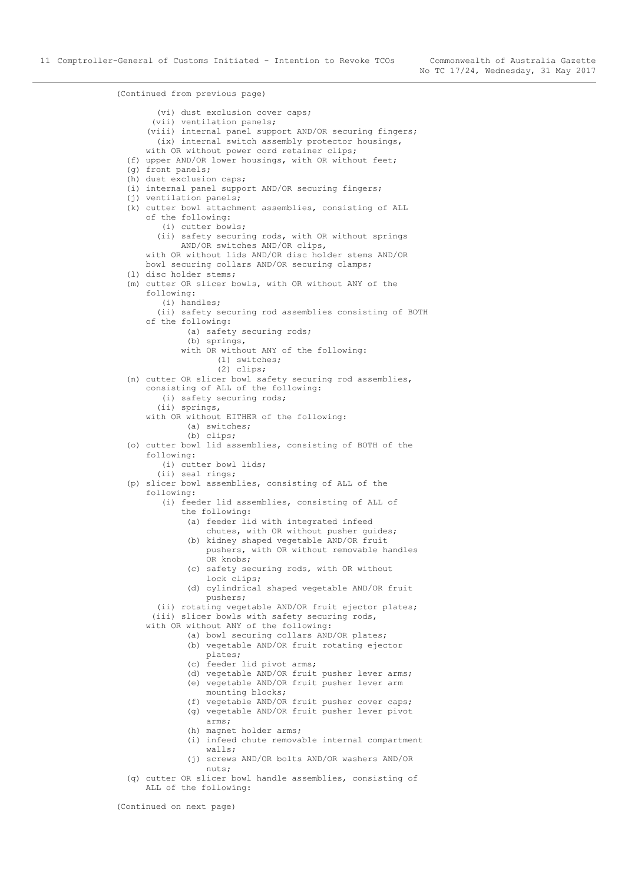(Continued from previous page)

    (vi) dust exclusion cover caps;
    (vii) ventilation panels;
    (viii) internal panel support AND/OR securing fingers;
    (ix) internal switch assembly protector housings,
  with OR without power cord retainer clips;

(f) upper AND/OR lower housings, with OR without feet;
(g) front panels;
(h) dust exclusion caps;
(i) internal panel support AND/OR securing fingers;
(j) ventilation panels;
(k) cutter bowl attachment assemblies, consisting of ALL of the following:
    (i) cutter bowls;
    (ii) safety securing rods, with OR without springs AND/OR switches AND/OR clips,
  with OR without lids AND/OR disc holder stems AND/OR bowl securing collars AND/OR securing clamps;
(l) disc holder stems;
(m) cutter OR slicer bowls, with OR without ANY of the following:
    (i) handles;
    (ii) safety securing rod assemblies consisting of BOTH of the following:
        (a) safety securing rods;
        (b) springs,
      with OR without ANY of the following:
        (1) switches;
        (2) clips;
(n) cutter OR slicer bowl safety securing rod assemblies, consisting of ALL of the following:
    (i) safety securing rods;
    (ii) springs,
  with OR without EITHER of the following:
        (a) switches;
        (b) clips;
(o) cutter bowl lid assemblies, consisting of BOTH of the following:
    (i) cutter bowl lids;
    (ii) seal rings;
(p) slicer bowl assemblies, consisting of ALL of the following:
    (i) feeder lid assemblies, consisting of ALL of the following:
        (a) feeder lid with integrated infeed chutes, with OR without pusher guides;
        (b) kidney shaped vegetable AND/OR fruit pushers, with OR without removable handles OR knobs;
        (c) safety securing rods, with OR without lock clips;
        (d) cylindrical shaped vegetable AND/OR fruit pushers;
    (ii) rotating vegetable AND/OR fruit ejector plates;
    (iii) slicer bowls with safety securing rods,
  with OR without ANY of the following:
        (a) bowl securing collars AND/OR plates;
        (b) vegetable AND/OR fruit rotating ejector plates;
        (c) feeder lid pivot arms;
        (d) vegetable AND/OR fruit pusher lever arms;
        (e) vegetable AND/OR fruit pusher lever arm mounting blocks;
        (f) vegetable AND/OR fruit pusher cover caps;
        (g) vegetable AND/OR fruit pusher lever pivot arms;
        (h) magnet holder arms;
        (i) infeed chute removable internal compartment walls;
        (j) screws AND/OR bolts AND/OR washers AND/OR nuts;
(q) cutter OR slicer bowl handle assemblies, consisting of ALL of the following:

(Continued on next page)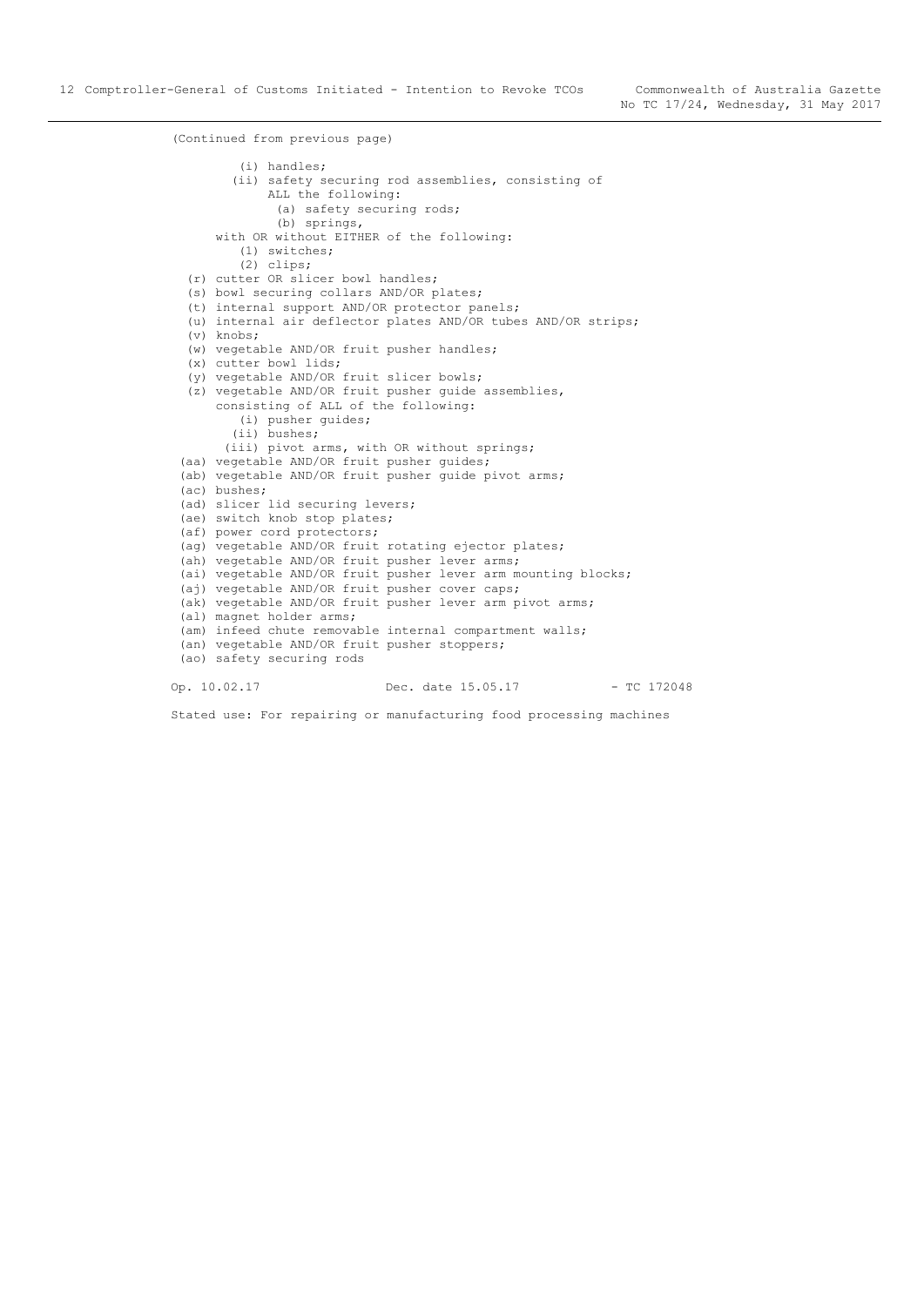(Continued from previous page)

        (i) handles;
        (ii) safety securing rod assemblies, consisting of ALL the following:
            (a) safety securing rods;
            (b) springs,
    with OR without EITHER of the following:
        (1) switches;
        (2) clips;
- (r) cutter OR slicer bowl handles;
- (s) bowl securing collars AND/OR plates;
- (t) internal support AND/OR protector panels;
- (u) internal air deflector plates AND/OR tubes AND/OR strips;
- (v) knobs;
- (w) vegetable AND/OR fruit pusher handles;
- (x) cutter bowl lids;
- (y) vegetable AND/OR fruit slicer bowls;
- (z) vegetable AND/OR fruit pusher guide assemblies, consisting of ALL of the following:
    - (i) pusher guides;
    - (ii) bushes;
    - (iii) pivot arms, with OR without springs;
- (aa) vegetable AND/OR fruit pusher guides;
- (ab) vegetable AND/OR fruit pusher guide pivot arms;
- (ac) bushes;
- (ad) slicer lid securing levers;
- (ae) switch knob stop plates;
- (af) power cord protectors;
- (ag) vegetable AND/OR fruit rotating ejector plates;
- (ah) vegetable AND/OR fruit pusher lever arms;
- (ai) vegetable AND/OR fruit pusher lever arm mounting blocks;
- (aj) vegetable AND/OR fruit pusher cover caps;
- (ak) vegetable AND/OR fruit pusher lever arm pivot arms;
- (al) magnet holder arms;
- (am) infeed chute removable internal compartment walls;
- (an) vegetable AND/OR fruit pusher stoppers;
- (ao) safety securing rods

Op. 10.02.17        Dec. date 15.05.17        - TC 172048

Stated use: For repairing or manufacturing food processing machines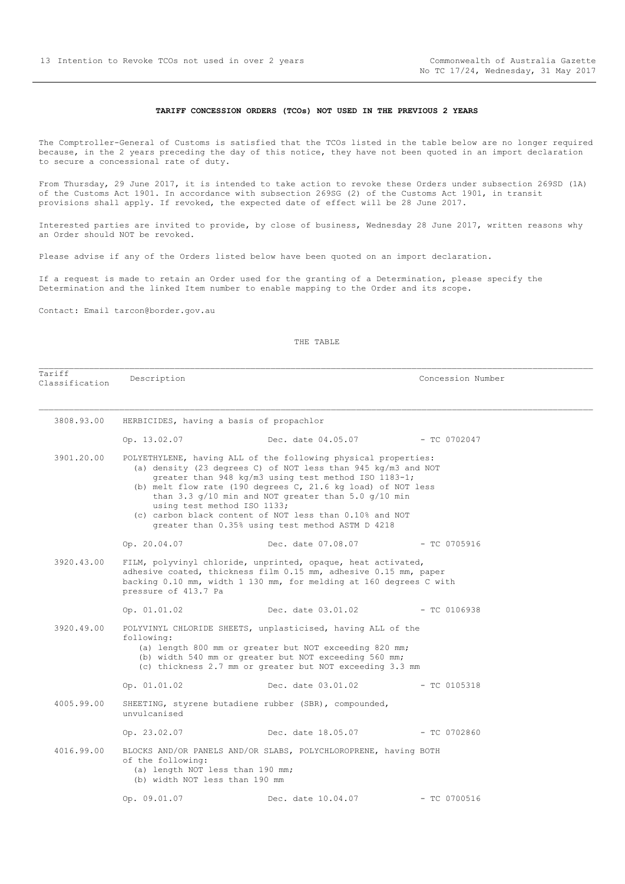**TARIFF CONCESSION ORDERS (TCOs) NOT USED IN THE PREVIOUS 2 YEARS**

The Comptroller-General of Customs is satisfied that the TCOs listed in the table below are no longer required because, in the 2 years preceding the day of this notice, they have not been quoted in an import declaration to secure a concessional rate of duty.

From Thursday, 29 June 2017, it is intended to take action to revoke these Orders under subsection 269SD (1A) of the Customs Act 1901. In accordance with subsection 269SG (2) of the Customs Act 1901, in transit provisions shall apply. If revoked, the expected date of effect will be 28 June 2017.

Interested parties are invited to provide, by close of business, Wednesday 28 June 2017, written reasons why an Order should NOT be revoked.

Please advise if any of the Orders listed below have been quoted on an import declaration.

If a request is made to retain an Order used for the granting of a Determination, please specify the Determination and the linked Item number to enable mapping to the Order and its scope.

Contact: Email tarcon@border.gov.au

THE TABLE

| Tariff Classification | Description | Concession Number |
|---|---|---|
| 3808.93.00 | HERBICIDES, having a basis of propachlor<br><br>Op. 13.02.07 Dec. date 04.05.07 | - TC 0702047 |
| 3901.20.00 | POLYETHYLENE, having ALL of the following physical properties:<br>(a) density (23 degrees C) of NOT less than 945 kg/m3 and NOT greater than 948 kg/m3 using test method ISO 1183-1;<br>(b) melt flow rate (190 degrees C, 21.6 kg load) of NOT less than 3.3 g/10 min and NOT greater than 5.0 g/10 min using test method ISO 1133;<br>(c) carbon black content of NOT less than 0.10% and NOT greater than 0.35% using test method ASTM D 4218<br><br>Op. 20.04.07 Dec. date 07.08.07 | - TC 0705916 |
| 3920.43.00 | FILM, polyvinyl chloride, unprinted, opaque, heat activated, adhesive coated, thickness film 0.15 mm, adhesive 0.15 mm, paper backing 0.10 mm, width 1 130 mm, for melding at 160 degrees C with pressure of 413.7 Pa<br><br>Op. 01.01.02 Dec. date 03.01.02 | - TC 0106938 |
| 3920.49.00 | POLYVINYL CHLORIDE SHEETS, unplasticised, having ALL of the following:<br>(a) length 800 mm or greater but NOT exceeding 820 mm;<br>(b) width 540 mm or greater but NOT exceeding 560 mm;<br>(c) thickness 2.7 mm or greater but NOT exceeding 3.3 mm<br><br>Op. 01.01.02 Dec. date 03.01.02 | - TC 0105318 |
| 4005.99.00 | SHEETING, styrene butadiene rubber (SBR), compounded, unvulcanised<br><br>Op. 23.02.07 Dec. date 18.05.07 | - TC 0702860 |
| 4016.99.00 | BLOCKS AND/OR PANELS AND/OR SLABS, POLYCHLOROPRENE, having BOTH of the following:<br>(a) length NOT less than 190 mm;<br>(b) width NOT less than 190 mm<br><br>Op. 09.01.07 Dec. date 10.04.07 | - TC 0700516 |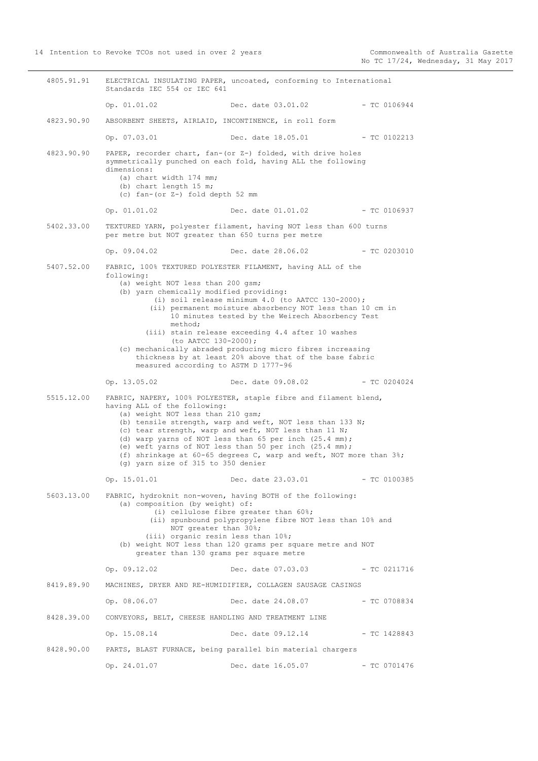4805.91.91 ELECTRICAL INSULATING PAPER, uncoated, conforming to International Standards IEC 554 or IEC 641

Op. 01.01.02 Dec. date 03.01.02 - TC 0106944

4823.90.90 ABSORBENT SHEETS, AIRLAID, INCONTINENCE, in roll form

Op. 07.03.01 Dec. date 18.05.01 - TC 0102213

4823.90.90 PAPER, recorder chart, fan-(or Z-) folded, with drive holes symmetrically punched on each fold, having ALL the following dimensions:
- (a) chart width 174 mm;
- (b) chart length 15 m;
- (c) fan-(or Z-) fold depth 52 mm

Op. 01.01.02 Dec. date 01.01.02 - TC 0106937

5402.33.00 TEXTURED YARN, polyester filament, having NOT less than 600 turns per metre but NOT greater than 650 turns per metre

Op. 09.04.02 Dec. date 28.06.02 - TC 0203010

5407.52.00 FABRIC, 100% TEXTURED POLYESTER FILAMENT, having ALL of the following:
- (a) weight NOT less than 200 gsm;
- (b) yarn chemically modified providing:
  - (i) soil release minimum 4.0 (to AATCC 130-2000);
  - (ii) permanent moisture absorbency NOT less than 10 cm in 10 minutes tested by the Weirech Absorbency Test method;
  - (iii) stain release exceeding 4.4 after 10 washes (to AATCC 130-2000);
- (c) mechanically abraded producing micro fibres increasing thickness by at least 20% above that of the base fabric measured according to ASTM D 1777-96

Op. 13.05.02 Dec. date 09.08.02 - TC 0204024

5515.12.00 FABRIC, NAPERY, 100% POLYESTER, staple fibre and filament blend, having ALL of the following:
- (a) weight NOT less than 210 gsm;
- (b) tensile strength, warp and weft, NOT less than 133 N;
- (c) tear strength, warp and weft, NOT less than 11 N;
- (d) warp yarns of NOT less than 65 per inch (25.4 mm);
- (e) weft yarns of NOT less than 50 per inch (25.4 mm);
- (f) shrinkage at 60-65 degrees C, warp and weft, NOT more than 3%;
- (g) yarn size of 315 to 350 denier

Op. 15.01.01 Dec. date 23.03.01 - TC 0100385

5603.13.00 FABRIC, hydroknit non-woven, having BOTH of the following:
- (a) composition (by weight) of:
  - (i) cellulose fibre greater than 60%;
  - (ii) spunbound polypropylene fibre NOT less than 10% and NOT greater than 30%;
  - (iii) organic resin less than 10%;
- (b) weight NOT less than 120 grams per square metre and NOT greater than 130 grams per square metre

Op. 09.12.02 Dec. date 07.03.03 - TC 0211716

8419.89.90 MACHINES, DRYER AND RE-HUMIDIFIER, COLLAGEN SAUSAGE CASINGS

Op. 08.06.07 Dec. date 24.08.07 - TC 0708834

8428.39.00 CONVEYORS, BELT, CHEESE HANDLING AND TREATMENT LINE

Op. 15.08.14 Dec. date 09.12.14 - TC 1428843

8428.90.00 PARTS, BLAST FURNACE, being parallel bin material chargers

Op. 24.01.07 Dec. date 16.05.07 - TC 0701476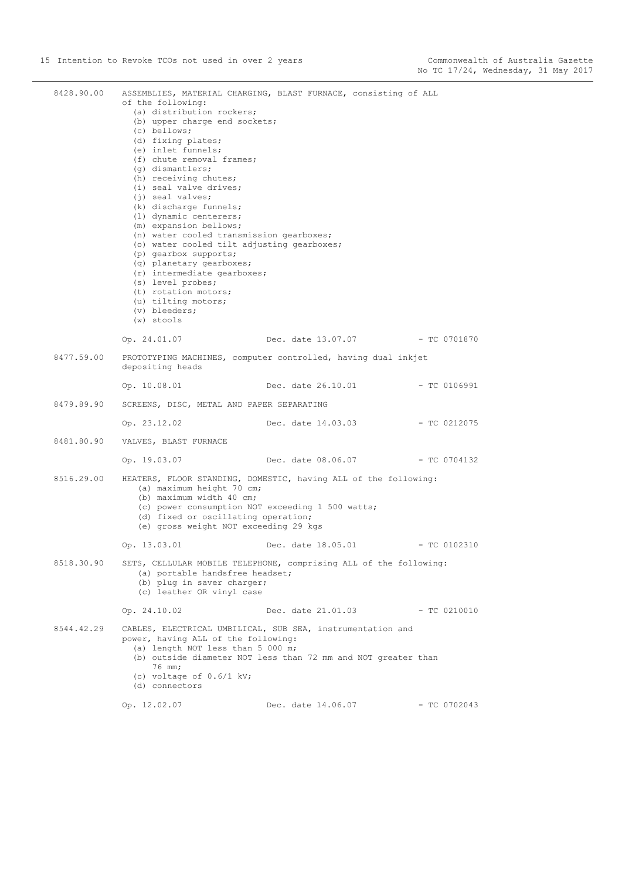8428.90.00 ASSEMBLIES, MATERIAL CHARGING, BLAST FURNACE, consisting of ALL of the following:

- (a) distribution rockers;
- (b) upper charge end sockets;
- (c) bellows;
- (d) fixing plates;
- (e) inlet funnels;
- (f) chute removal frames;
- (g) dismantlers;
- (h) receiving chutes;
- (i) seal valve drives;
- (j) seal valves;
- (k) discharge funnels;
- (l) dynamic centerers;
- (m) expansion bellows;
- (n) water cooled transmission gearboxes;
- (o) water cooled tilt adjusting gearboxes;
- (p) gearbox supports;
- (q) planetary gearboxes;
- (r) intermediate gearboxes;
- (s) level probes;
- (t) rotation motors;
- (u) tilting motors;
- (v) bleeders;
- (w) stools

Op. 24.01.07 Dec. date 13.07.07 - TC 0701870

8477.59.00 PROTOTYPING MACHINES, computer controlled, having dual inkjet depositing heads

Op. 10.08.01 Dec. date 26.10.01 - TC 0106991

8479.89.90 SCREENS, DISC, METAL AND PAPER SEPARATING

Op. 23.12.02 Dec. date 14.03.03 - TC 0212075

8481.80.90 VALVES, BLAST FURNACE

Op. 19.03.07 Dec. date 08.06.07 - TC 0704132

8516.29.00 HEATERS, FLOOR STANDING, DOMESTIC, having ALL of the following:

- (a) maximum height 70 cm;
- (b) maximum width 40 cm;
- (c) power consumption NOT exceeding 1 500 watts;
- (d) fixed or oscillating operation;
- (e) gross weight NOT exceeding 29 kgs

Op. 13.03.01 Dec. date 18.05.01 - TC 0102310

8518.30.90 SETS, CELLULAR MOBILE TELEPHONE, comprising ALL of the following:

- (a) portable handsfree headset;
- (b) plug in saver charger;
- (c) leather OR vinyl case

Op. 24.10.02 Dec. date 21.01.03 - TC 0210010

8544.42.29 CABLES, ELECTRICAL UMBILICAL, SUB SEA, instrumentation and power, having ALL of the following:

- (a) length NOT less than 5 000 m;
- (b) outside diameter NOT less than 72 mm and NOT greater than 76 mm;
- (c) voltage of 0.6/1 kV;
- (d) connectors

Op. 12.02.07 Dec. date 14.06.07 - TC 0702043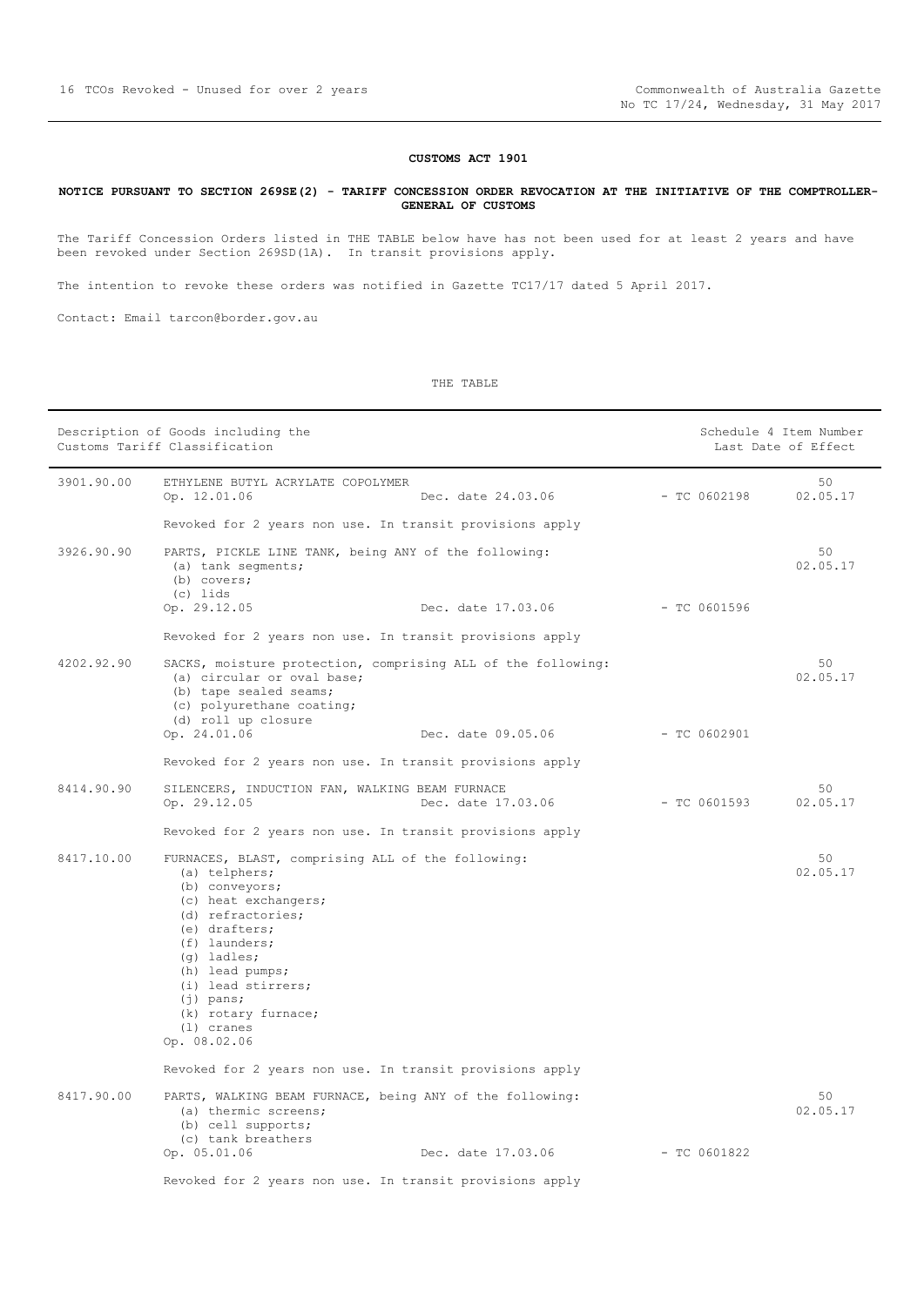## CUSTOMS ACT 1901

### NOTICE PURSUANT TO SECTION 269SE(2) - TARIFF CONCESSION ORDER REVOCATION AT THE INITIATIVE OF THE COMPTROLLER-GENERAL OF CUSTOMS

The Tariff Concession Orders listed in THE TABLE below have has not been used for at least 2 years and have been revoked under Section 269SD(1A). In transit provisions apply.

The intention to revoke these orders was notified in Gazette TC17/17 dated 5 April 2017.

Contact: Email tarcon@border.gov.au

THE TABLE

| Description of Goods including the Customs Tariff Classification | | | | Schedule 4 Item Number Last Date of Effect |
|---|---|---|---|---|
| 3901.90.00 | ETHYLENE BUTYL ACRYLATE COPOLYMER<br>Op. 12.01.06 | Dec. date 24.03.06 | - TC 0602198 | 50<br>02.05.17 |
| | Revoked for 2 years non use. In transit provisions apply | | | |
| 3926.90.90 | PARTS, PICKLE LINE TANK, being ANY of the following:<br>(a) tank segments;<br>(b) covers;<br>(c) lids<br>Op. 29.12.05 | Dec. date 17.03.06 | - TC 0601596 | 50<br>02.05.17 |
| | Revoked for 2 years non use. In transit provisions apply | | | |
| 4202.92.90 | SACKS, moisture protection, comprising ALL of the following:<br>(a) circular or oval base;<br>(b) tape sealed seams;<br>(c) polyurethane coating;<br>(d) roll up closure<br>Op. 24.01.06 | Dec. date 09.05.06 | - TC 0602901 | 50<br>02.05.17 |
| | Revoked for 2 years non use. In transit provisions apply | | | |
| 8414.90.90 | SILENCERS, INDUCTION FAN, WALKING BEAM FURNACE<br>Op. 29.12.05 | Dec. date 17.03.06 | - TC 0601593 | 50<br>02.05.17 |
| | Revoked for 2 years non use. In transit provisions apply | | | |
| 8417.10.00 | FURNACES, BLAST, comprising ALL of the following:<br>(a) telphers;<br>(b) conveyors;<br>(c) heat exchangers;<br>(d) refractories;<br>(e) drafters;<br>(f) launders;<br>(g) ladles;<br>(h) lead pumps;<br>(i) lead stirrers;<br>(j) pans;<br>(k) rotary furnace;<br>(l) cranes<br>Op. 08.02.06 | | | 50<br>02.05.17 |
| | Revoked for 2 years non use. In transit provisions apply | | | |
| 8417.90.00 | PARTS, WALKING BEAM FURNACE, being ANY of the following:<br>(a) thermic screens;<br>(b) cell supports;<br>(c) tank breathers<br>Op. 05.01.06 | Dec. date 17.03.06 | - TC 0601822 | 50<br>02.05.17 |
| | Revoked for 2 years non use. In transit provisions apply | | | |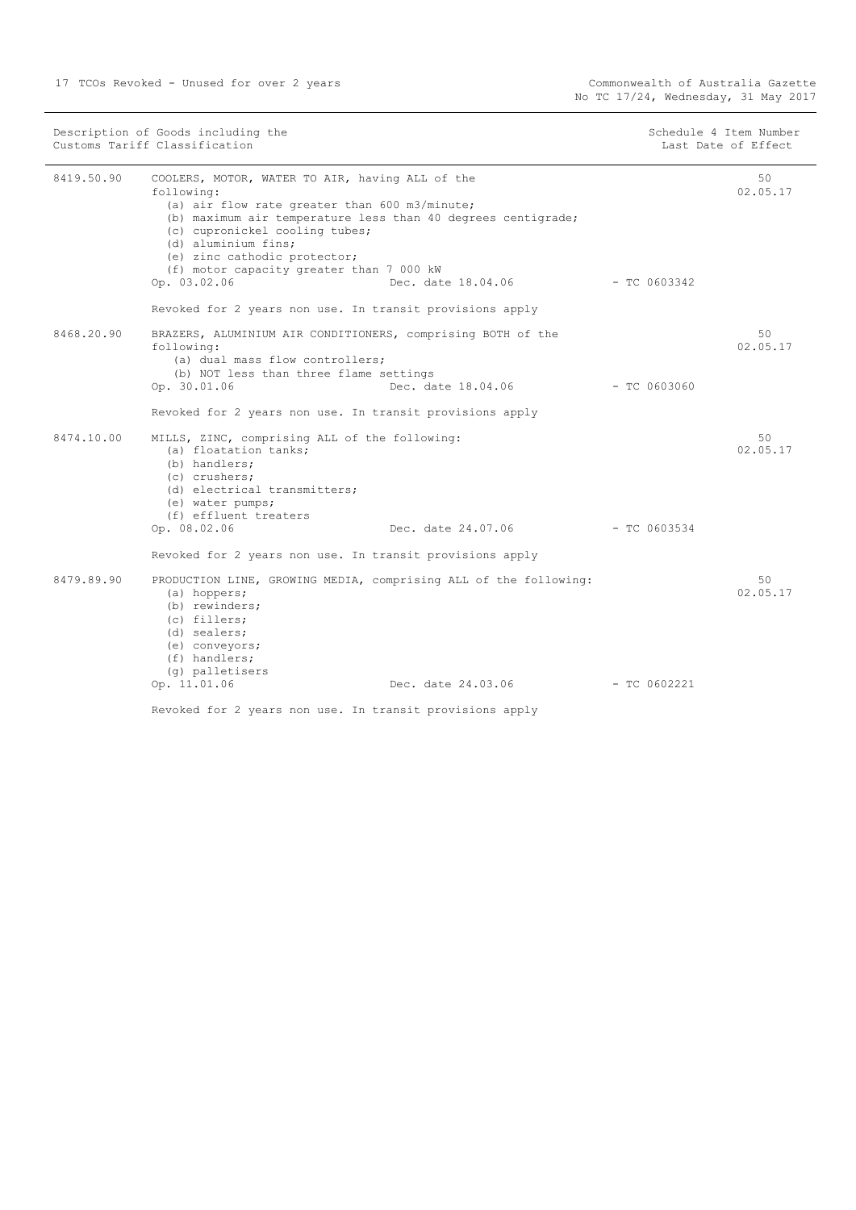| Description of Goods including the Customs Tariff Classification | | | Schedule 4 Item Number Last Date of Effect |
|---|---|---|---|
| 8419.50.90 | COOLERS, MOTOR, WATER TO AIR, having ALL of the following:<br>(a) air flow rate greater than 600 m3/minute;<br>(b) maximum air temperature less than 40 degrees centigrade;<br>(c) cupronickel cooling tubes;<br>(d) aluminium fins;<br>(e) zinc cathodic protector;<br>(f) motor capacity greater than 7 000 kW<br>Op. 03.02.06 Dec. date 18.04.06 - TC 0603342<br><br>Revoked for 2 years non use. In transit provisions apply | | 50<br>02.05.17 |
| 8468.20.90 | BRAZERS, ALUMINIUM AIR CONDITIONERS, comprising BOTH of the following:<br>(a) dual mass flow controllers;<br>(b) NOT less than three flame settings<br>Op. 30.01.06 Dec. date 18.04.06 - TC 0603060<br><br>Revoked for 2 years non use. In transit provisions apply | | 50<br>02.05.17 |
| 8474.10.00 | MILLS, ZINC, comprising ALL of the following:<br>(a) floatation tanks;<br>(b) handlers;<br>(c) crushers;<br>(d) electrical transmitters;<br>(e) water pumps;<br>(f) effluent treaters<br>Op. 08.02.06 Dec. date 24.07.06 - TC 0603534<br><br>Revoked for 2 years non use. In transit provisions apply | | 50<br>02.05.17 |
| 8479.89.90 | PRODUCTION LINE, GROWING MEDIA, comprising ALL of the following:<br>(a) hoppers;<br>(b) rewinders;<br>(c) fillers;<br>(d) sealers;<br>(e) conveyors;<br>(f) handlers;<br>(g) palletisers<br>Op. 11.01.06 Dec. date 24.03.06 - TC 0602221<br><br>Revoked for 2 years non use. In transit provisions apply | | 50<br>02.05.17 |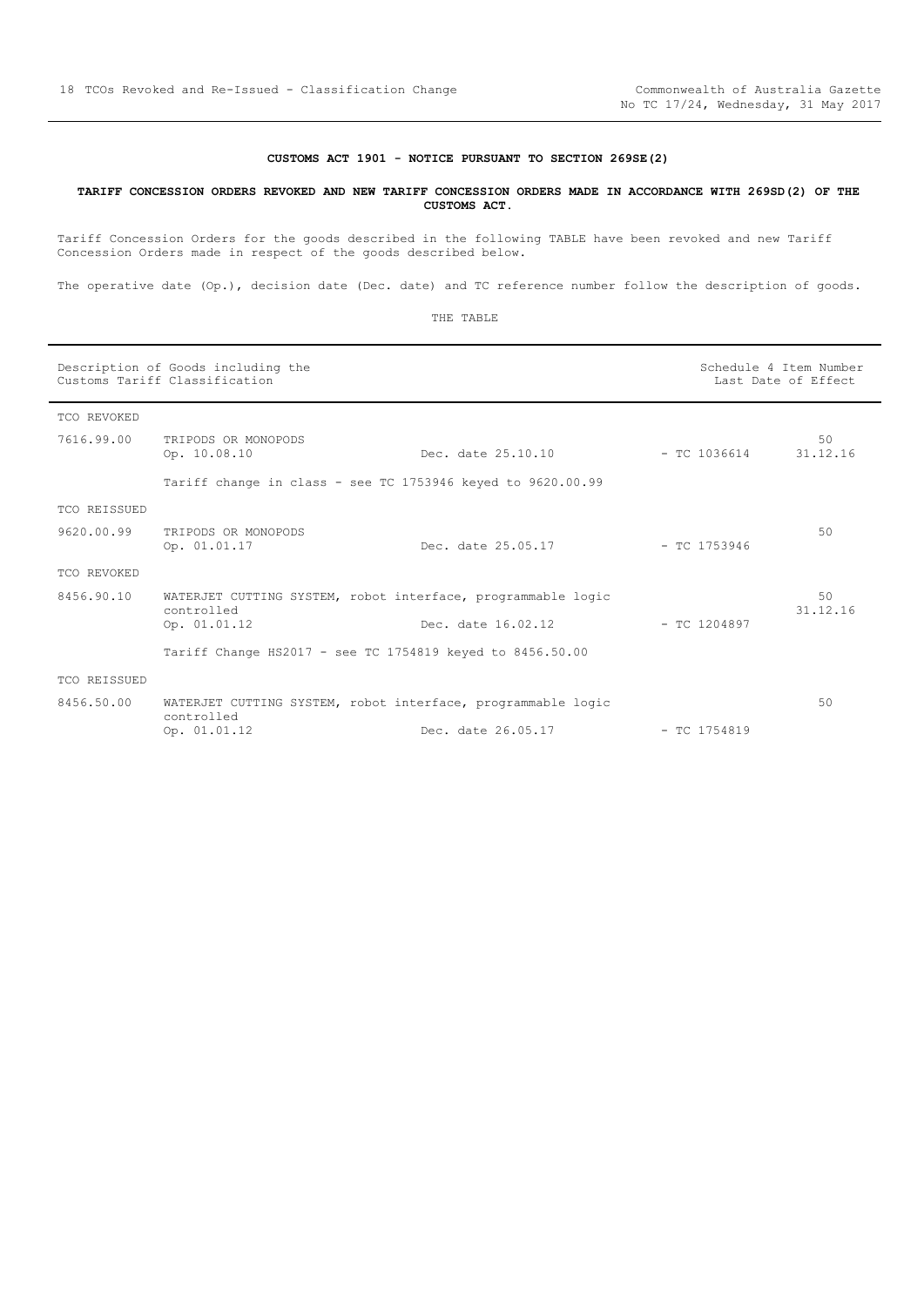**CUSTOMS ACT 1901 - NOTICE PURSUANT TO SECTION 269SE(2)**

**TARIFF CONCESSION ORDERS REVOKED AND NEW TARIFF CONCESSION ORDERS MADE IN ACCORDANCE WITH 269SD(2) OF THE CUSTOMS ACT.**

Tariff Concession Orders for the goods described in the following TABLE have been revoked and new Tariff Concession Orders made in respect of the goods described below.

The operative date (Op.), decision date (Dec. date) and TC reference number follow the description of goods.

THE TABLE

| Description of Goods including the Customs Tariff Classification | | | | Schedule 4 Item Number / Last Date of Effect |
|---|---|---|---|---|
| TCO REVOKED | | | | |
| 7616.99.00 | TRIPODS OR MONOPODS<br>Op. 10.08.10 | Dec. date 25.10.10 | - TC 1036614 | 50<br>31.12.16 |
| | Tariff change in class - see TC 1753946 keyed to 9620.00.99 | | | |
| TCO REISSUED | | | | |
| 9620.00.99 | TRIPODS OR MONOPODS<br>Op. 01.01.17 | Dec. date 25.05.17 | - TC 1753946 | 50 |
| TCO REVOKED | | | | |
| 8456.90.10 | WATERJET CUTTING SYSTEM, robot interface, programmable logic controlled<br>Op. 01.01.12 | Dec. date 16.02.12 | - TC 1204897 | 50<br>31.12.16 |
| | Tariff Change HS2017 - see TC 1754819 keyed to 8456.50.00 | | | |
| TCO REISSUED | | | | |
| 8456.50.00 | WATERJET CUTTING SYSTEM, robot interface, programmable logic controlled<br>Op. 01.01.12 | Dec. date 26.05.17 | - TC 1754819 | 50 |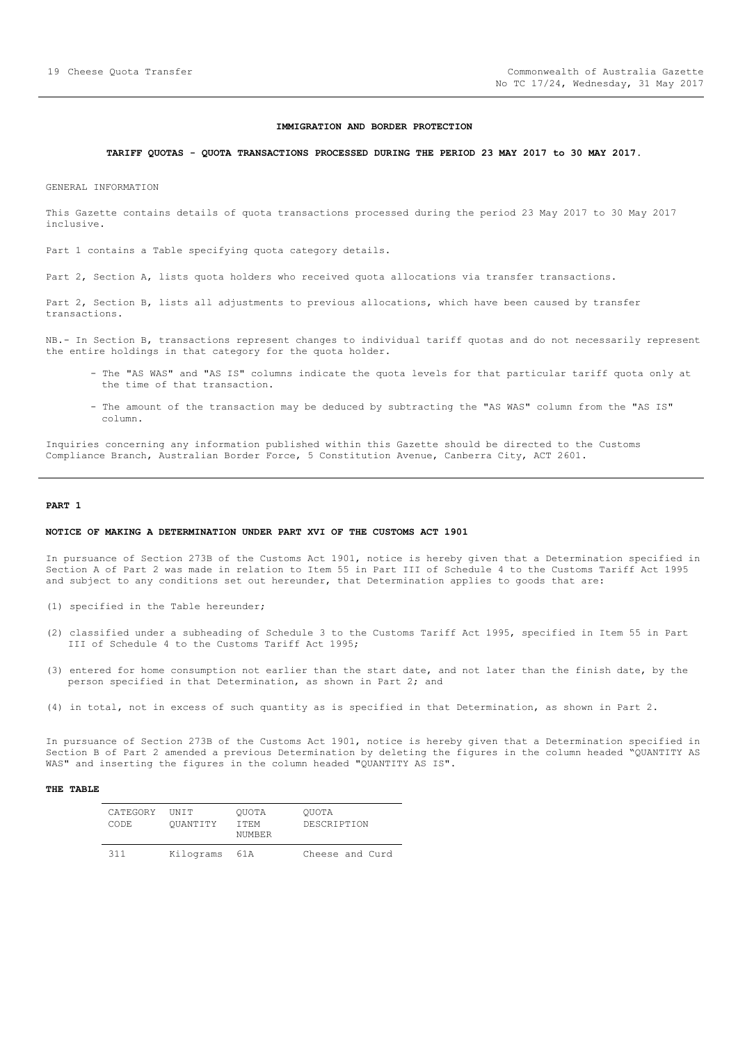## IMMIGRATION AND BORDER PROTECTION

### TARIFF QUOTAS - QUOTA TRANSACTIONS PROCESSED DURING THE PERIOD 23 MAY 2017 to 30 MAY 2017.

GENERAL INFORMATION

This Gazette contains details of quota transactions processed during the period 23 May 2017 to 30 May 2017 inclusive.

Part 1 contains a Table specifying quota category details.

Part 2, Section A, lists quota holders who received quota allocations via transfer transactions.

Part 2, Section B, lists all adjustments to previous allocations, which have been caused by transfer transactions.

NB.- In Section B, transactions represent changes to individual tariff quotas and do not necessarily represent the entire holdings in that category for the quota holder.

- The "AS WAS" and "AS IS" columns indicate the quota levels for that particular tariff quota only at the time of that transaction.
- The amount of the transaction may be deduced by subtracting the "AS WAS" column from the "AS IS" column.

Inquiries concerning any information published within this Gazette should be directed to the Customs Compliance Branch, Australian Border Force, 5 Constitution Avenue, Canberra City, ACT 2601.

## PART 1

### NOTICE OF MAKING A DETERMINATION UNDER PART XVI OF THE CUSTOMS ACT 1901

In pursuance of Section 273B of the Customs Act 1901, notice is hereby given that a Determination specified in Section A of Part 2 was made in relation to Item 55 in Part III of Schedule 4 to the Customs Tariff Act 1995 and subject to any conditions set out hereunder, that Determination applies to goods that are:

(1) specified in the Table hereunder;

(2) classified under a subheading of Schedule 3 to the Customs Tariff Act 1995, specified in Item 55 in Part III of Schedule 4 to the Customs Tariff Act 1995;

(3) entered for home consumption not earlier than the start date, and not later than the finish date, by the person specified in that Determination, as shown in Part 2; and

(4) in total, not in excess of such quantity as is specified in that Determination, as shown in Part 2.

In pursuance of Section 273B of the Customs Act 1901, notice is hereby given that a Determination specified in Section B of Part 2 amended a previous Determination by deleting the figures in the column headed "QUANTITY AS WAS" and inserting the figures in the column headed "QUANTITY AS IS".

**THE TABLE**

| CATEGORY CODE | UNIT QUANTITY | QUOTA ITEM NUMBER | QUOTA DESCRIPTION |
|---|---|---|---|
| 311 | Kilograms | 61A | Cheese and Curd |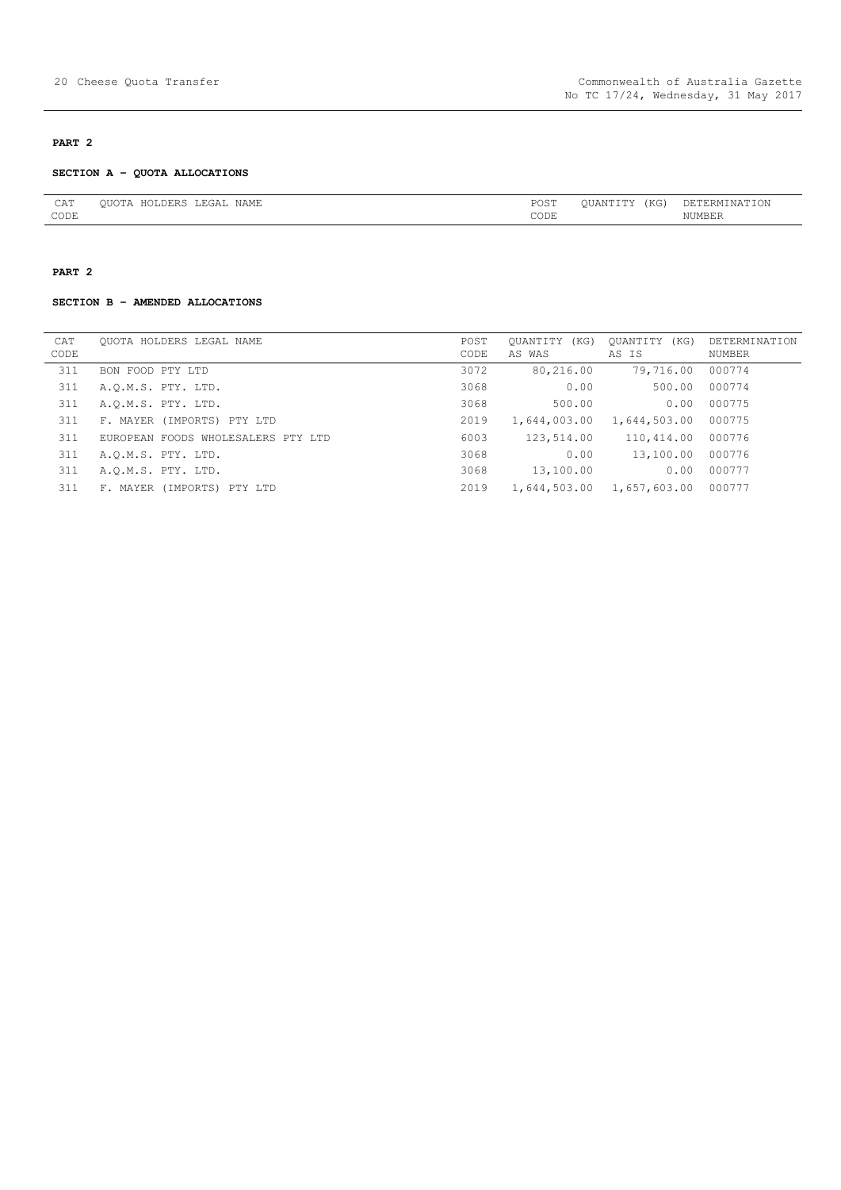**PART 2**

**SECTION A - QUOTA ALLOCATIONS**

| CAT CODE | QUOTA HOLDERS LEGAL NAME | POST CODE | QUANTITY (KG) | DETERMINATION NUMBER |
|---|---|---|---|---|

**PART 2**

**SECTION B - AMENDED ALLOCATIONS**

| CAT CODE | QUOTA HOLDERS LEGAL NAME | POST CODE | QUANTITY (KG) AS WAS | QUANTITY (KG) AS IS | DETERMINATION NUMBER |
|---|---|---|---|---|---|
| 311 | BON FOOD PTY LTD | 3072 | 80,216.00 | 79,716.00 | 000774 |
| 311 | A.Q.M.S. PTY. LTD. | 3068 | 0.00 | 500.00 | 000774 |
| 311 | A.Q.M.S. PTY. LTD. | 3068 | 500.00 | 0.00 | 000775 |
| 311 | F. MAYER (IMPORTS) PTY LTD | 2019 | 1,644,003.00 | 1,644,503.00 | 000775 |
| 311 | EUROPEAN FOODS WHOLESALERS PTY LTD | 6003 | 123,514.00 | 110,414.00 | 000776 |
| 311 | A.Q.M.S. PTY. LTD. | 3068 | 0.00 | 13,100.00 | 000776 |
| 311 | A.Q.M.S. PTY. LTD. | 3068 | 13,100.00 | 0.00 | 000777 |
| 311 | F. MAYER (IMPORTS) PTY LTD | 2019 | 1,644,503.00 | 1,657,603.00 | 000777 |